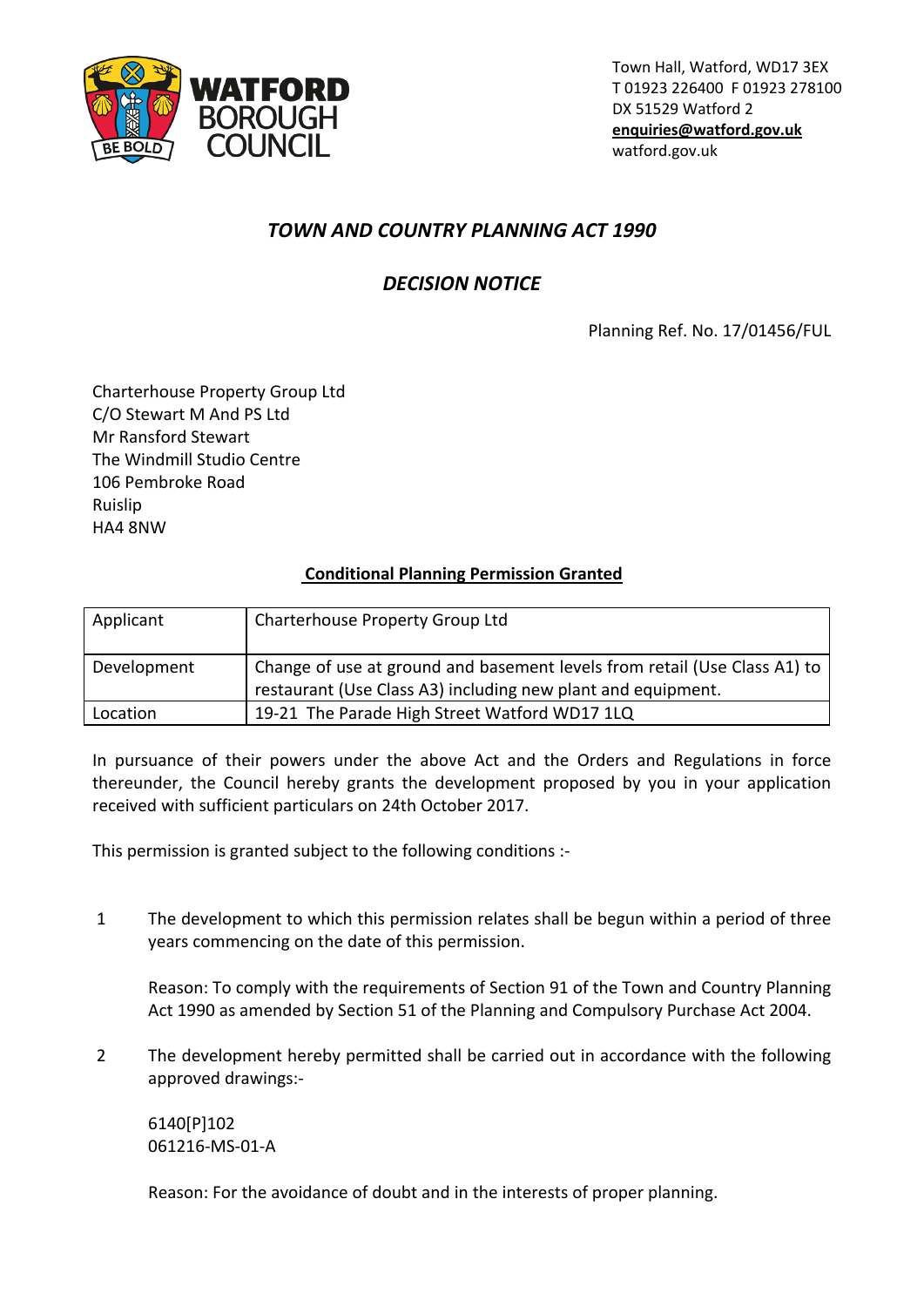WATFORD BOROUGH COUNCIL

Town Hall, Watford, WD17 3EX
T 01923 226400 F 01923 278100
DX 51529 Watford 2
**enquiries@watford.gov.uk**
watford.gov.uk

## *TOWN AND COUNTRY PLANNING ACT 1990*

## *DECISION NOTICE*

Planning Ref. No. 17/01456/FUL

Charterhouse Property Group Ltd
C/O Stewart M And PS Ltd
Mr Ransford Stewart
The Windmill Studio Centre
106 Pembroke Road
Ruislip
HA4 8NW

**Conditional Planning Permission Granted**

| Applicant | Charterhouse Property Group Ltd |
|---|---|
| Development | Change of use at ground and basement levels from retail (Use Class A1) to restaurant (Use Class A3) including new plant and equipment. |
| Location | 19-21 The Parade High Street Watford WD17 1LQ |

In pursuance of their powers under the above Act and the Orders and Regulations in force thereunder, the Council hereby grants the development proposed by you in your application received with sufficient particulars on 24th October 2017.

This permission is granted subject to the following conditions :-

1. The development to which this permission relates shall be begun within a period of three years commencing on the date of this permission.

   Reason: To comply with the requirements of Section 91 of the Town and Country Planning Act 1990 as amended by Section 51 of the Planning and Compulsory Purchase Act 2004.

2. The development hereby permitted shall be carried out in accordance with the following approved drawings:-

   6140[P]102
   061216-MS-01-A

   Reason: For the avoidance of doubt and in the interests of proper planning.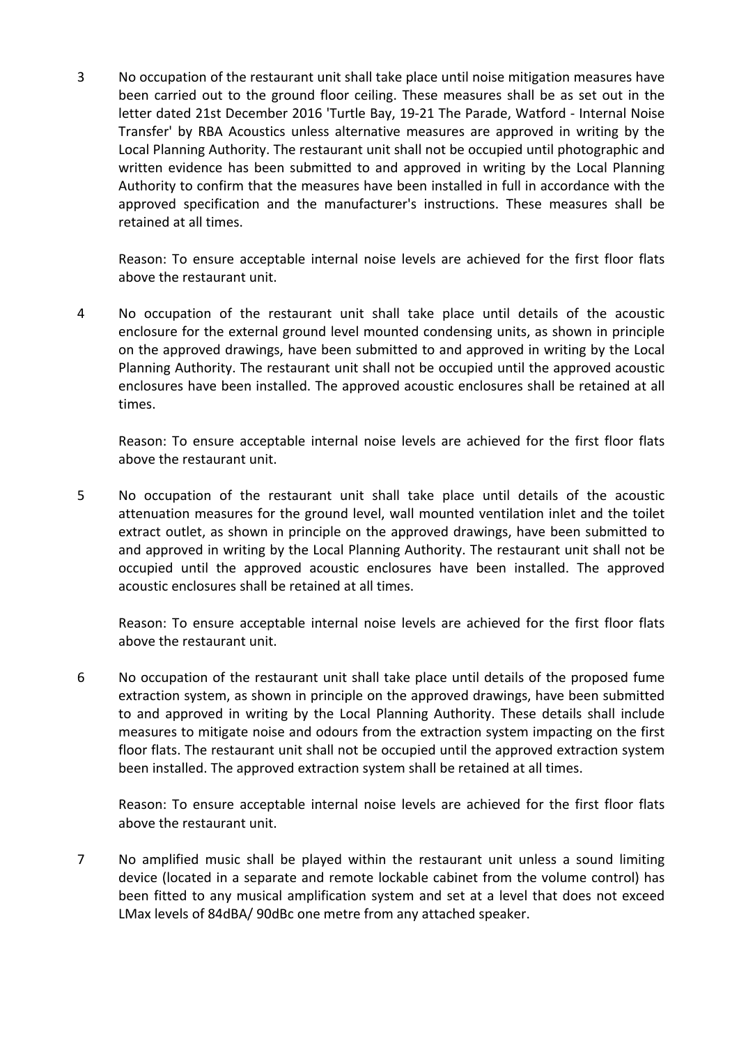3 No occupation of the restaurant unit shall take place until noise mitigation measures have been carried out to the ground floor ceiling. These measures shall be as set out in the letter dated 21st December 2016 'Turtle Bay, 19-21 The Parade, Watford - Internal Noise Transfer' by RBA Acoustics unless alternative measures are approved in writing by the Local Planning Authority. The restaurant unit shall not be occupied until photographic and written evidence has been submitted to and approved in writing by the Local Planning Authority to confirm that the measures have been installed in full in accordance with the approved specification and the manufacturer's instructions. These measures shall be retained at all times.

   Reason: To ensure acceptable internal noise levels are achieved for the first floor flats above the restaurant unit.

4 No occupation of the restaurant unit shall take place until details of the acoustic enclosure for the external ground level mounted condensing units, as shown in principle on the approved drawings, have been submitted to and approved in writing by the Local Planning Authority. The restaurant unit shall not be occupied until the approved acoustic enclosures have been installed. The approved acoustic enclosures shall be retained at all times.

   Reason: To ensure acceptable internal noise levels are achieved for the first floor flats above the restaurant unit.

5 No occupation of the restaurant unit shall take place until details of the acoustic attenuation measures for the ground level, wall mounted ventilation inlet and the toilet extract outlet, as shown in principle on the approved drawings, have been submitted to and approved in writing by the Local Planning Authority. The restaurant unit shall not be occupied until the approved acoustic enclosures have been installed. The approved acoustic enclosures shall be retained at all times.

   Reason: To ensure acceptable internal noise levels are achieved for the first floor flats above the restaurant unit.

6 No occupation of the restaurant unit shall take place until details of the proposed fume extraction system, as shown in principle on the approved drawings, have been submitted to and approved in writing by the Local Planning Authority. These details shall include measures to mitigate noise and odours from the extraction system impacting on the first floor flats. The restaurant unit shall not be occupied until the approved extraction system been installed. The approved extraction system shall be retained at all times.

   Reason: To ensure acceptable internal noise levels are achieved for the first floor flats above the restaurant unit.

7 No amplified music shall be played within the restaurant unit unless a sound limiting device (located in a separate and remote lockable cabinet from the volume control) has been fitted to any musical amplification system and set at a level that does not exceed LMax levels of 84dBA/ 90dBc one metre from any attached speaker.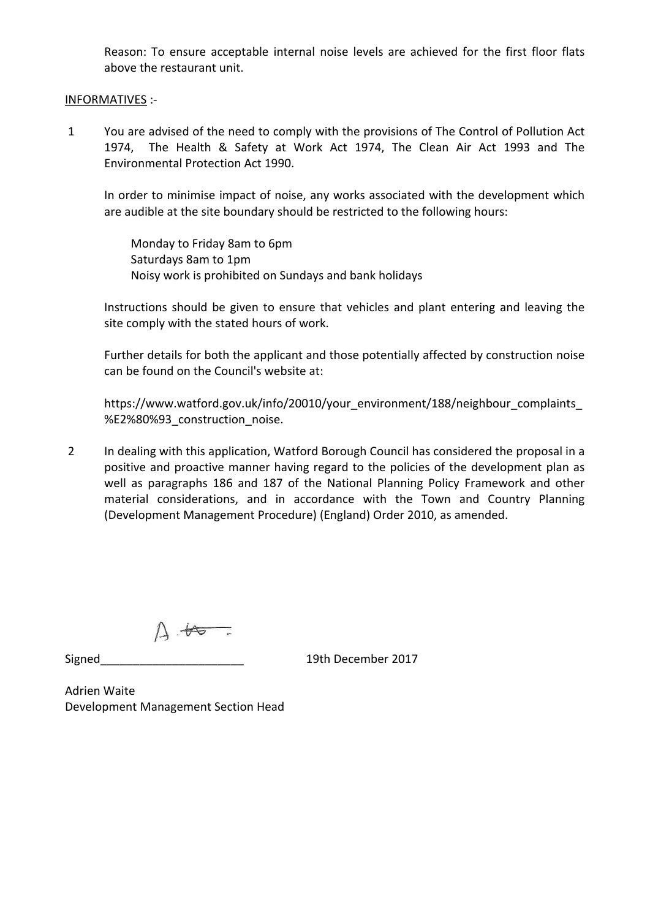Reason: To ensure acceptable internal noise levels are achieved for the first floor flats above the restaurant unit.

INFORMATIVES :-

1 You are advised of the need to comply with the provisions of The Control of Pollution Act 1974, The Health & Safety at Work Act 1974, The Clean Air Act 1993 and The Environmental Protection Act 1990.

   In order to minimise impact of noise, any works associated with the development which are audible at the site boundary should be restricted to the following hours:

   Monday to Friday 8am to 6pm
   Saturdays 8am to 1pm
   Noisy work is prohibited on Sundays and bank holidays

   Instructions should be given to ensure that vehicles and plant entering and leaving the site comply with the stated hours of work.

   Further details for both the applicant and those potentially affected by construction noise can be found on the Council's website at:

   https://www.watford.gov.uk/info/20010/your_environment/188/neighbour_complaints_%E2%80%93_construction_noise.

2 In dealing with this application, Watford Borough Council has considered the proposal in a positive and proactive manner having regard to the policies of the development plan as well as paragraphs 186 and 187 of the National Planning Policy Framework and other material considerations, and in accordance with the Town and Country Planning (Development Management Procedure) (England) Order 2010, as amended.

Signed______________________ 19th December 2017

Adrien Waite
Development Management Section Head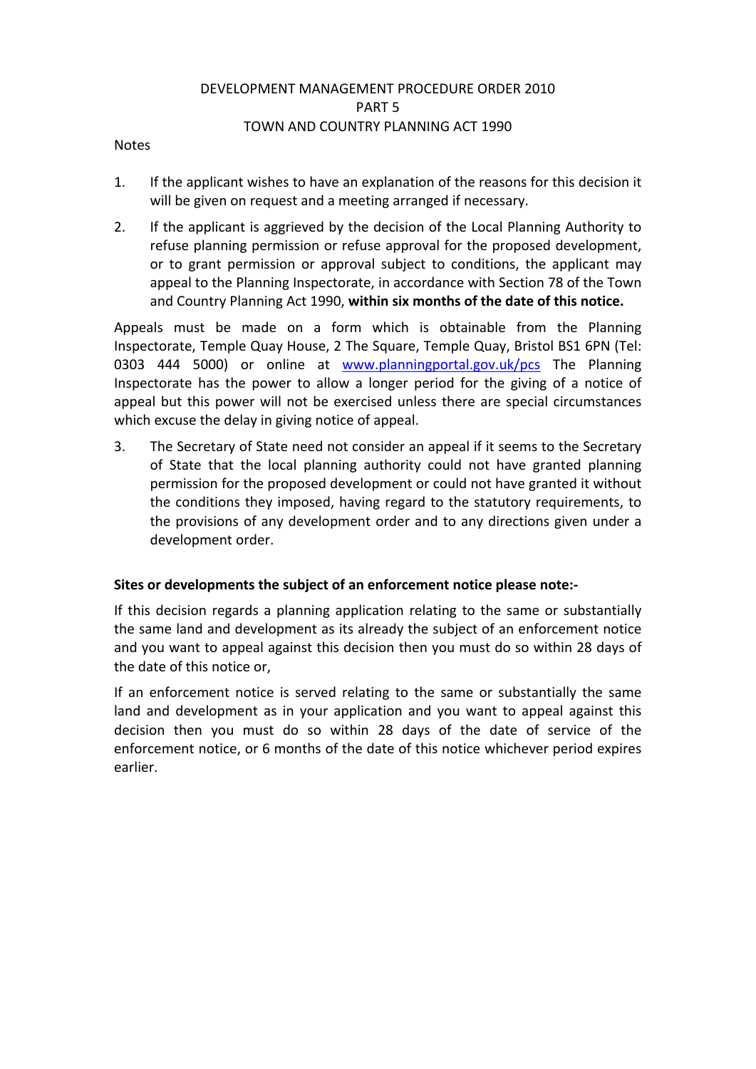DEVELOPMENT MANAGEMENT PROCEDURE ORDER 2010
PART 5
TOWN AND COUNTRY PLANNING ACT 1990

Notes

1. If the applicant wishes to have an explanation of the reasons for this decision it will be given on request and a meeting arranged if necessary.

2. If the applicant is aggrieved by the decision of the Local Planning Authority to refuse planning permission or refuse approval for the proposed development, or to grant permission or approval subject to conditions, the applicant may appeal to the Planning Inspectorate, in accordance with Section 78 of the Town and Country Planning Act 1990, **within six months of the date of this notice.**

Appeals must be made on a form which is obtainable from the Planning Inspectorate, Temple Quay House, 2 The Square, Temple Quay, Bristol BS1 6PN (Tel: 0303 444 5000) or online at [www.planningportal.gov.uk/pcs](http://www.planningportal.gov.uk/pcs) The Planning Inspectorate has the power to allow a longer period for the giving of a notice of appeal but this power will not be exercised unless there are special circumstances which excuse the delay in giving notice of appeal.

3. The Secretary of State need not consider an appeal if it seems to the Secretary of State that the local planning authority could not have granted planning permission for the proposed development or could not have granted it without the conditions they imposed, having regard to the statutory requirements, to the provisions of any development order and to any directions given under a development order.

**Sites or developments the subject of an enforcement notice please note:-**

If this decision regards a planning application relating to the same or substantially the same land and development as its already the subject of an enforcement notice and you want to appeal against this decision then you must do so within 28 days of the date of this notice or,

If an enforcement notice is served relating to the same or substantially the same land and development as in your application and you want to appeal against this decision then you must do so within 28 days of the date of service of the enforcement notice, or 6 months of the date of this notice whichever period expires earlier.